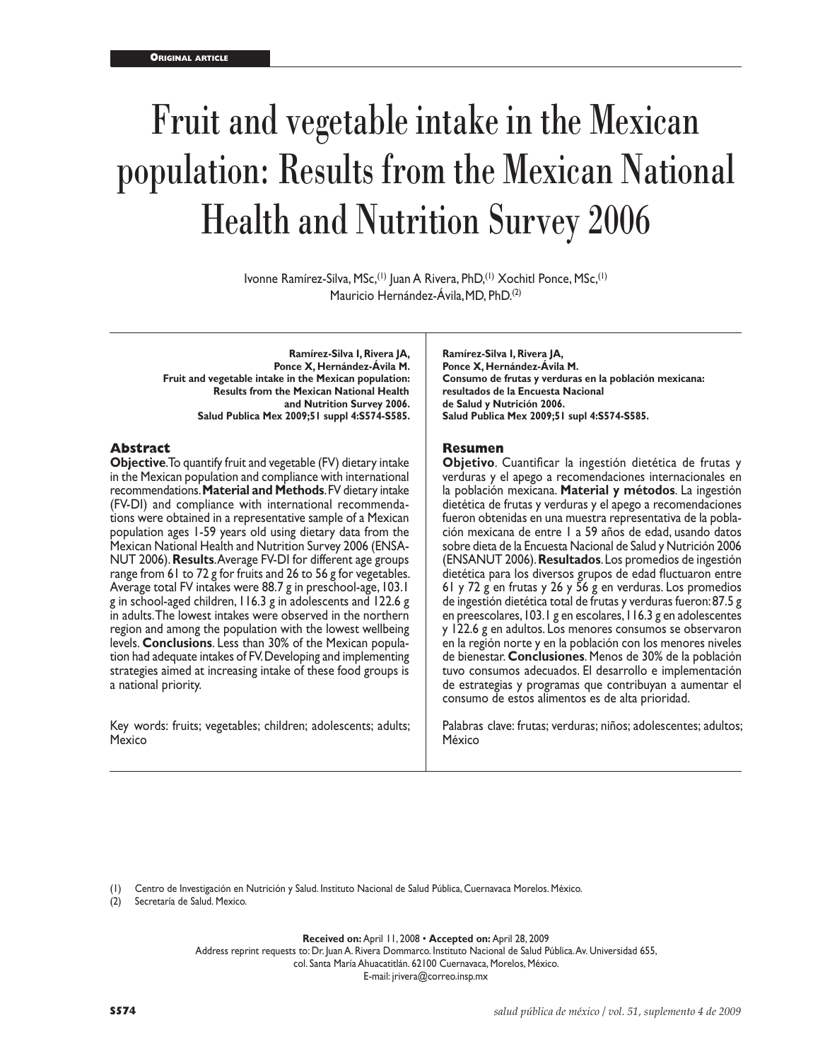**Original article**

# Fruit and vegetable intake in the Mexican population: Results from the Mexican National Health and Nutrition Survey 2006

Ivonne Ramírez-Silva, MSc,[1] Juan A Rivera, PhD,[1] Xochitl Ponce, MSc,[1] Mauricio Hernández-Ávila, MD, PhD.[2]

**Ramírez-Silva I, Rivera JA, Ponce X, Hernández-Ávila M. Fruit and vegetable intake in the Mexican population: Results from the Mexican National Health and Nutrition Survey 2006. Salud Publica Mex 2009;51 suppl 4:S574-S585.**

## Abstract

**Objective**. To quantify fruit and vegetable (FV) dietary intake in the Mexican population and compliance with international recommendations. **Material and Methods**. FV dietary intake (FV-DI) and compliance with international recommendations were obtained in a representative sample of a Mexican population ages 1-59 years old using dietary data from the Mexican National Health and Nutrition Survey 2006 (ENSANUT 2006). **Results**. Average FV-DI for different age groups range from 61 to 72 g for fruits and 26 to 56 g for vegetables. Average total FV intakes were 88.7 g in preschool-age, 103.1 g in school-aged children, 116.3 g in adolescents and 122.6 g in adults. The lowest intakes were observed in the northern region and among the population with the lowest wellbeing levels. **Conclusions**. Less than 30% of the Mexican population had adequate intakes of FV. Developing and implementing strategies aimed at increasing intake of these food groups is a national priority.

Key words: fruits; vegetables; children; adolescents; adults; Mexico

**Ramírez-Silva I, Rivera JA, Ponce X, Hernández-Ávila M. Consumo de frutas y verduras en la población mexicana: resultados de la Encuesta Nacional de Salud y Nutrición 2006. Salud Publica Mex 2009;51 supl 4:S574-S585.**

## Resumen

**Objetivo**. Cuantificar la ingestión dietética de frutas y verduras y el apego a recomendaciones internacionales en la población mexicana. **Material y métodos**. La ingestión dietética de frutas y verduras y el apego a recomendaciones fueron obtenidas en una muestra representativa de la población mexicana de entre 1 a 59 años de edad, usando datos sobre dieta de la Encuesta Nacional de Salud y Nutrición 2006 (ENSANUT 2006). **Resultados**. Los promedios de ingestión dietética para los diversos grupos de edad fluctuaron entre 61 y 72 g en frutas y 26 y 56 g en verduras. Los promedios de ingestión dietética total de frutas y verduras fueron: 87.5 g en preescolares, 103.1 g en escolares, 116.3 g en adolescentes y 122.6 g en adultos. Los menores consumos se observaron en la región norte y en la población con los menores niveles de bienestar. **Conclusiones**. Menos de 30% de la población tuvo consumos adecuados. El desarrollo e implementación de estrategias y programas que contribuyan a aumentar el consumo de estos alimentos es de alta prioridad.

Palabras clave: frutas; verduras; niños; adolescentes; adultos; México

(1) Centro de Investigación en Nutrición y Salud. Instituto Nacional de Salud Pública, Cuernavaca Morelos. México.
(2) Secretaría de Salud. Mexico.

**Received on:** April 11, 2008 • **Accepted on:** April 28, 2009
Address reprint requests to: Dr. Juan A. Rivera Dommarco. Instituto Nacional de Salud Pública. Av. Universidad 655, col. Santa María Ahuacatitlán. 62100 Cuernavaca, Morelos, México.
E-mail: jrivera@correo.insp.mx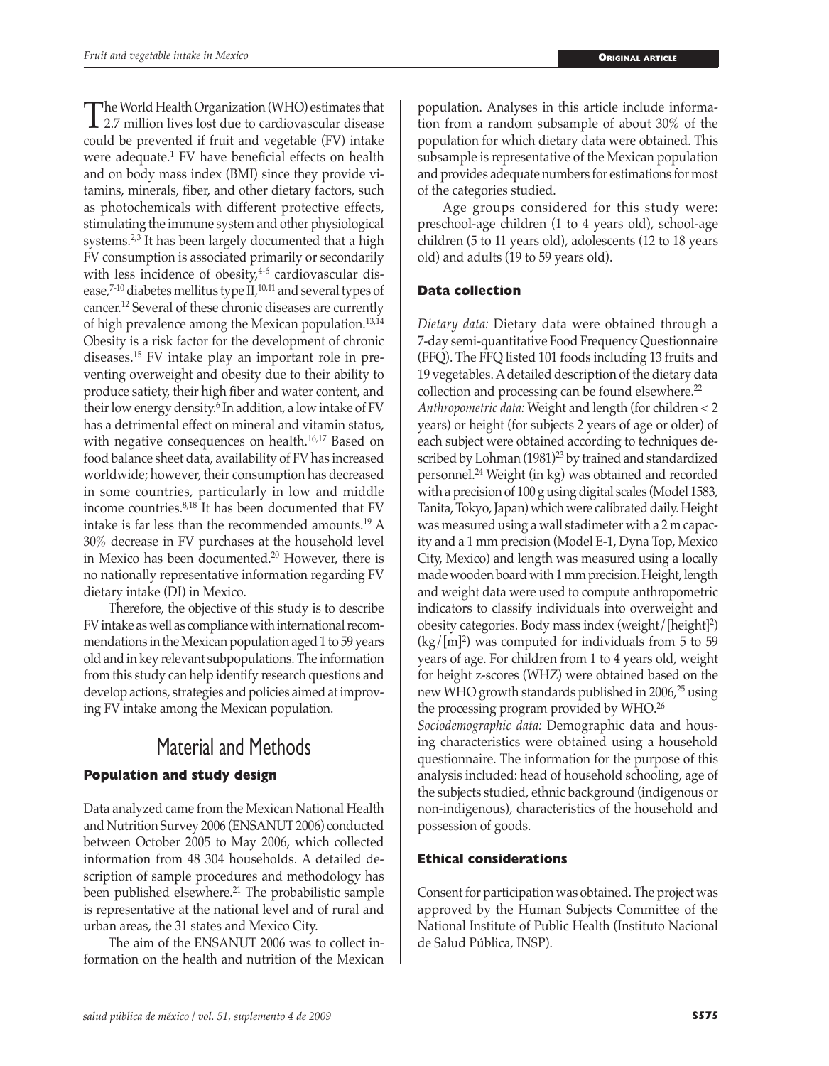The World Health Organization (WHO) estimates that 2.7 million lives lost due to cardiovascular disease could be prevented if fruit and vegetable (FV) intake were adequate.[1] FV have beneficial effects on health and on body mass index (BMI) since they provide vitamins, minerals, fiber, and other dietary factors, such as photochemicals with different protective effects, stimulating the immune system and other physiological systems.[2,3] It has been largely documented that a high FV consumption is associated primarily or secondarily with less incidence of obesity,[4-6] cardiovascular disease,[7-10] diabetes mellitus type II,[10,11] and several types of cancer.[12] Several of these chronic diseases are currently of high prevalence among the Mexican population.[13,14] Obesity is a risk factor for the development of chronic diseases.[15] FV intake play an important role in preventing overweight and obesity due to their ability to produce satiety, their high fiber and water content, and their low energy density.[6] In addition, a low intake of FV has a detrimental effect on mineral and vitamin status, with negative consequences on health.[16,17] Based on food balance sheet data, availability of FV has increased worldwide; however, their consumption has decreased in some countries, particularly in low and middle income countries.[8,18] It has been documented that FV intake is far less than the recommended amounts.[19] A 30% decrease in FV purchases at the household level in Mexico has been documented.[20] However, there is no nationally representative information regarding FV dietary intake (DI) in Mexico.

Therefore, the objective of this study is to describe FV intake as well as compliance with international recommendations in the Mexican population aged 1 to 59 years old and in key relevant subpopulations. The information from this study can help identify research questions and develop actions, strategies and policies aimed at improving FV intake among the Mexican population.

# Material and Methods

## Population and study design

Data analyzed came from the Mexican National Health and Nutrition Survey 2006 (ENSANUT 2006) conducted between October 2005 to May 2006, which collected information from 48 304 households. A detailed description of sample procedures and methodology has been published elsewhere.[21] The probabilistic sample is representative at the national level and of rural and urban areas, the 31 states and Mexico City.

The aim of the ENSANUT 2006 was to collect information on the health and nutrition of the Mexican population. Analyses in this article include information from a random subsample of about 30% of the population for which dietary data were obtained. This subsample is representative of the Mexican population and provides adequate numbers for estimations for most of the categories studied.

Age groups considered for this study were: preschool-age children (1 to 4 years old), school-age children (5 to 11 years old), adolescents (12 to 18 years old) and adults (19 to 59 years old).

## Data collection

*Dietary data:* Dietary data were obtained through a 7-day semi-quantitative Food Frequency Questionnaire (FFQ). The FFQ listed 101 foods including 13 fruits and 19 vegetables. A detailed description of the dietary data collection and processing can be found elsewhere.[22]

*Anthropometric data:* Weight and length (for children < 2 years) or height (for subjects 2 years of age or older) of each subject were obtained according to techniques described by Lohman (1981)[23] by trained and standardized personnel.[24] Weight (in kg) was obtained and recorded with a precision of 100 g using digital scales (Model 1583, Tanita, Tokyo, Japan) which were calibrated daily. Height was measured using a wall stadimeter with a 2 m capacity and a 1 mm precision (Model E-1, Dyna Top, Mexico City, Mexico) and length was measured using a locally made wooden board with 1 mm precision. Height, length and weight data were used to compute anthropometric indicators to classify individuals into overweight and obesity categories. Body mass index (weight/[height]$^2$) (kg/[m]$^2$) was computed for individuals from 5 to 59 years of age. For children from 1 to 4 years old, weight for height z-scores (WHZ) were obtained based on the new WHO growth standards published in 2006,[25] using the processing program provided by WHO.[26]

*Sociodemographic data:* Demographic data and housing characteristics were obtained using a household questionnaire. The information for the purpose of this analysis included: head of household schooling, age of the subjects studied, ethnic background (indigenous or non-indigenous), characteristics of the household and possession of goods.

## Ethical considerations

Consent for participation was obtained. The project was approved by the Human Subjects Committee of the National Institute of Public Health (Instituto Nacional de Salud Pública, INSP).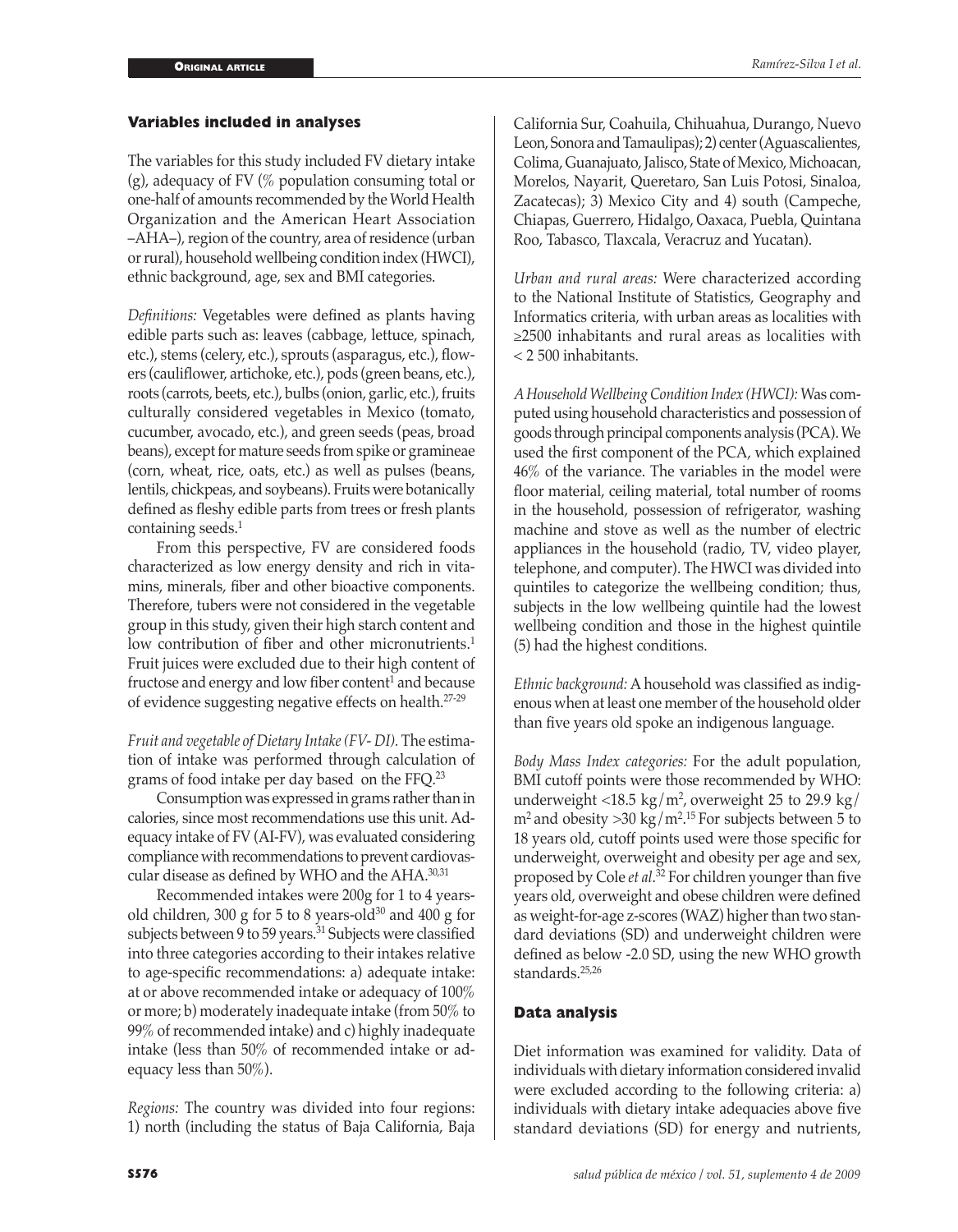### Variables included in analyses

The variables for this study included FV dietary intake (g), adequacy of FV (% population consuming total or one-half of amounts recommended by the World Health Organization and the American Heart Association –AHA–), region of the country, area of residence (urban or rural), household wellbeing condition index (HWCI), ethnic background, age, sex and BMI categories.

*Definitions:* Vegetables were defined as plants having edible parts such as: leaves (cabbage, lettuce, spinach, etc.), stems (celery, etc.), sprouts (asparagus, etc.), flowers (cauliflower, artichoke, etc.), pods (green beans, etc.), roots (carrots, beets, etc.), bulbs (onion, garlic, etc.), fruits culturally considered vegetables in Mexico (tomato, cucumber, avocado, etc.), and green seeds (peas, broad beans), except for mature seeds from spike or gramineae (corn, wheat, rice, oats, etc.) as well as pulses (beans, lentils, chickpeas, and soybeans). Fruits were botanically defined as fleshy edible parts from trees or fresh plants containing seeds.[1]

From this perspective, FV are considered foods characterized as low energy density and rich in vitamins, minerals, fiber and other bioactive components. Therefore, tubers were not considered in the vegetable group in this study, given their high starch content and low contribution of fiber and other micronutrients.[1] Fruit juices were excluded due to their high content of fructose and energy and low fiber content[1] and because of evidence suggesting negative effects on health.[27-29]

*Fruit and vegetable of Dietary Intake (FV- DI).* The estimation of intake was performed through calculation of grams of food intake per day based on the FFQ.[23]

Consumption was expressed in grams rather than in calories, since most recommendations use this unit. Adequacy intake of FV (AI-FV), was evaluated considering compliance with recommendations to prevent cardiovascular disease as defined by WHO and the AHA.[30,31]

Recommended intakes were 200g for 1 to 4 years-old children, 300 g for 5 to 8 years-old[30] and 400 g for subjects between 9 to 59 years.[31] Subjects were classified into three categories according to their intakes relative to age-specific recommendations: a) adequate intake: at or above recommended intake or adequacy of 100% or more; b) moderately inadequate intake (from 50% to 99% of recommended intake) and c) highly inadequate intake (less than 50% of recommended intake or adequacy less than 50%).

*Regions:* The country was divided into four regions: 1) north (including the status of Baja California, Baja California Sur, Coahuila, Chihuahua, Durango, Nuevo Leon, Sonora and Tamaulipas); 2) center (Aguascalientes, Colima, Guanajuato, Jalisco, State of Mexico, Michoacan, Morelos, Nayarit, Queretaro, San Luis Potosi, Sinaloa, Zacatecas); 3) Mexico City and 4) south (Campeche, Chiapas, Guerrero, Hidalgo, Oaxaca, Puebla, Quintana Roo, Tabasco, Tlaxcala, Veracruz and Yucatan).

*Urban and rural areas:* Were characterized according to the National Institute of Statistics, Geography and Informatics criteria, with urban areas as localities with ≥2500 inhabitants and rural areas as localities with < 2 500 inhabitants.

*A Household Wellbeing Condition Index (HWCI):* Was computed using household characteristics and possession of goods through principal components analysis (PCA). We used the first component of the PCA, which explained 46% of the variance. The variables in the model were floor material, ceiling material, total number of rooms in the household, possession of refrigerator, washing machine and stove as well as the number of electric appliances in the household (radio, TV, video player, telephone, and computer). The HWCI was divided into quintiles to categorize the wellbeing condition; thus, subjects in the low wellbeing quintile had the lowest wellbeing condition and those in the highest quintile (5) had the highest conditions.

*Ethnic background:* A household was classified as indigenous when at least one member of the household older than five years old spoke an indigenous language.

*Body Mass Index categories:* For the adult population, BMI cutoff points were those recommended by WHO: underweight <18.5 $kg/m^2$, overweight 25 to 29.9 $kg/m^2$ and obesity >30 $kg/m^2$.[15] For subjects between 5 to 18 years old, cutoff points used were those specific for underweight, overweight and obesity per age and sex, proposed by Cole *et al*.[32] For children younger than five years old, overweight and obese children were defined as weight-for-age z-scores (WAZ) higher than two standard deviations (SD) and underweight children were defined as below -2.0 SD, using the new WHO growth standards.[25,26]

### Data analysis

Diet information was examined for validity. Data of individuals with dietary information considered invalid were excluded according to the following criteria: a) individuals with dietary intake adequacies above five standard deviations (SD) for energy and nutrients,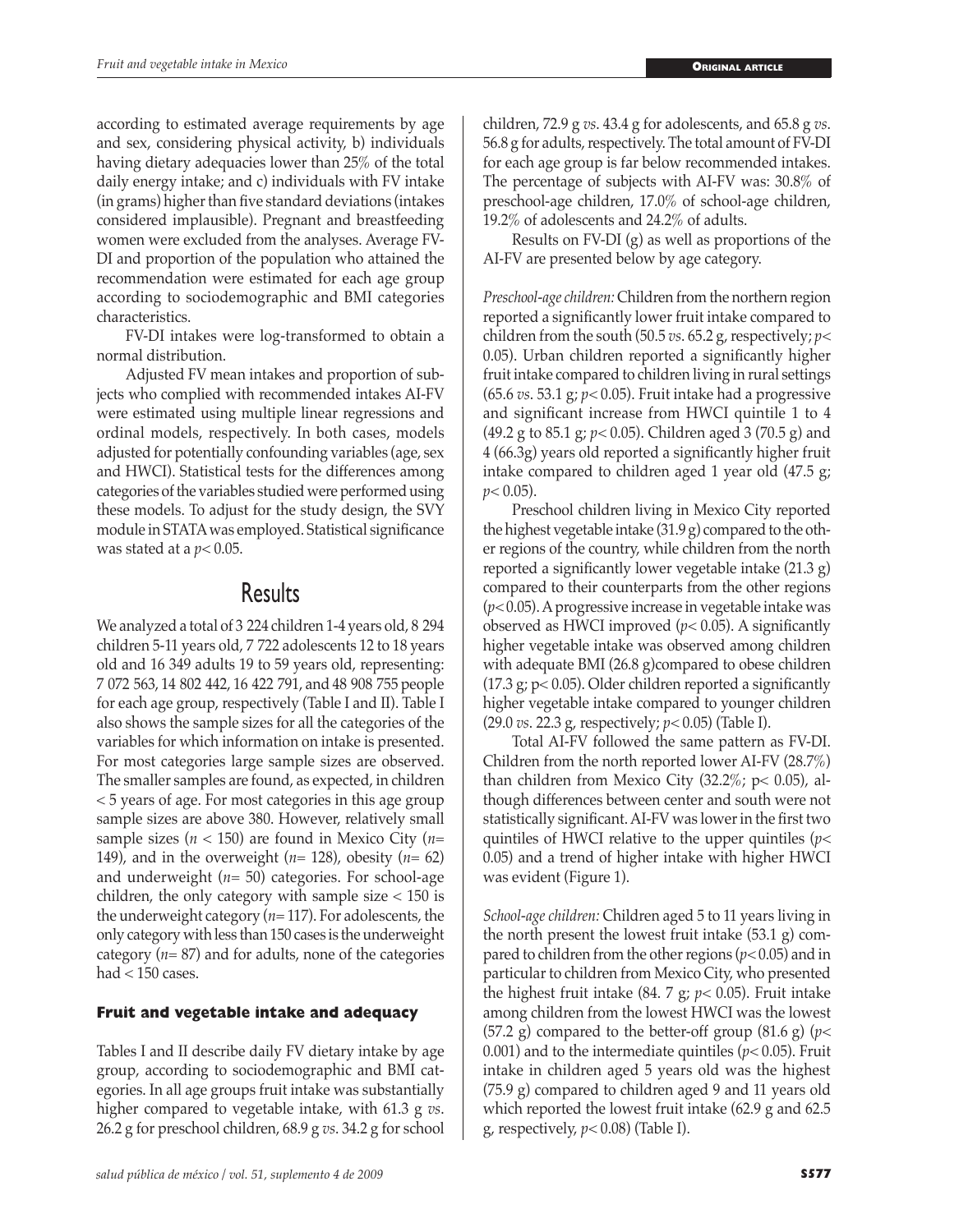according to estimated average requirements by age and sex, considering physical activity, b) individuals having dietary adequacies lower than 25% of the total daily energy intake; and c) individuals with FV intake (in grams) higher than five standard deviations (intakes considered implausible). Pregnant and breastfeeding women were excluded from the analyses. Average FV-DI and proportion of the population who attained the recommendation were estimated for each age group according to sociodemographic and BMI categories characteristics.

FV-DI intakes were log-transformed to obtain a normal distribution.

Adjusted FV mean intakes and proportion of subjects who complied with recommended intakes AI-FV were estimated using multiple linear regressions and ordinal models, respectively. In both cases, models adjusted for potentially confounding variables (age, sex and HWCI). Statistical tests for the differences among categories of the variables studied were performed using these models. To adjust for the study design, the SVY module in STATA was employed. Statistical significance was stated at a $p < 0.05$.

# Results

We analyzed a total of 3 224 children 1-4 years old, 8 294 children 5-11 years old, 7 722 adolescents 12 to 18 years old and 16 349 adults 19 to 59 years old, representing: 7 072 563, 14 802 442, 16 422 791, and 48 908 755 people for each age group, respectively (Table I and II). Table I also shows the sample sizes for all the categories of the variables for which information on intake is presented. For most categories large sample sizes are observed. The smaller samples are found, as expected, in children < 5 years of age. For most categories in this age group sample sizes are above 380. However, relatively small sample sizes ($n < 150$) are found in Mexico City ($n = 149$), and in the overweight ($n = 128$), obesity ($n = 62$) and underweight ($n = 50$) categories. For school-age children, the only category with sample size < 150 is the underweight category ($n = 117$). For adolescents, the only category with less than 150 cases is the underweight category ($n = 87$) and for adults, none of the categories had < 150 cases.

## Fruit and vegetable intake and adequacy

Tables I and II describe daily FV dietary intake by age group, according to sociodemographic and BMI categories. In all age groups fruit intake was substantially higher compared to vegetable intake, with 61.3 g *vs*. 26.2 g for preschool children, 68.9 g *vs*. 34.2 g for school children, 72.9 g *vs*. 43.4 g for adolescents, and 65.8 g *vs*. 56.8 g for adults, respectively. The total amount of FV-DI for each age group is far below recommended intakes. The percentage of subjects with AI-FV was: 30.8% of preschool-age children, 17.0% of school-age children, 19.2% of adolescents and 24.2% of adults.

Results on FV-DI (g) as well as proportions of the AI-FV are presented below by age category.

*Preschool-age children:* Children from the northern region reported a significantly lower fruit intake compared to children from the south (50.5 *vs*. 65.2 g, respectively; $p < 0.05$). Urban children reported a significantly higher fruit intake compared to children living in rural settings (65.6 *vs*. 53.1 g; $p < 0.05$). Fruit intake had a progressive and significant increase from HWCI quintile 1 to 4 (49.2 g to 85.1 g; $p < 0.05$). Children aged 3 (70.5 g) and 4 (66.3g) years old reported a significantly higher fruit intake compared to children aged 1 year old (47.5 g; $p < 0.05$).

Preschool children living in Mexico City reported the highest vegetable intake (31.9 g) compared to the other regions of the country, while children from the north reported a significantly lower vegetable intake (21.3 g) compared to their counterparts from the other regions ($p < 0.05$). A progressive increase in vegetable intake was observed as HWCI improved ($p < 0.05$). A significantly higher vegetable intake was observed among children with adequate BMI (26.8 g)compared to obese children (17.3 g; $p < 0.05$). Older children reported a significantly higher vegetable intake compared to younger children (29.0 *vs*. 22.3 g, respectively; $p < 0.05$) (Table I).

Total AI-FV followed the same pattern as FV-DI. Children from the north reported lower AI-FV (28.7%) than children from Mexico City (32.2%; $p < 0.05$), although differences between center and south were not statistically significant. AI-FV was lower in the first two quintiles of HWCI relative to the upper quintiles ($p < 0.05$) and a trend of higher intake with higher HWCI was evident (Figure 1).

*School-age children:* Children aged 5 to 11 years living in the north present the lowest fruit intake (53.1 g) compared to children from the other regions ($p < 0.05$) and in particular to children from Mexico City, who presented the highest fruit intake (84. 7 g; $p < 0.05$). Fruit intake among children from the lowest HWCI was the lowest (57.2 g) compared to the better-off group (81.6 g) ($p < 0.001$) and to the intermediate quintiles ($p < 0.05$). Fruit intake in children aged 5 years old was the highest (75.9 g) compared to children aged 9 and 11 years old which reported the lowest fruit intake (62.9 g and 62.5 g, respectively, $p < 0.08$) (Table I).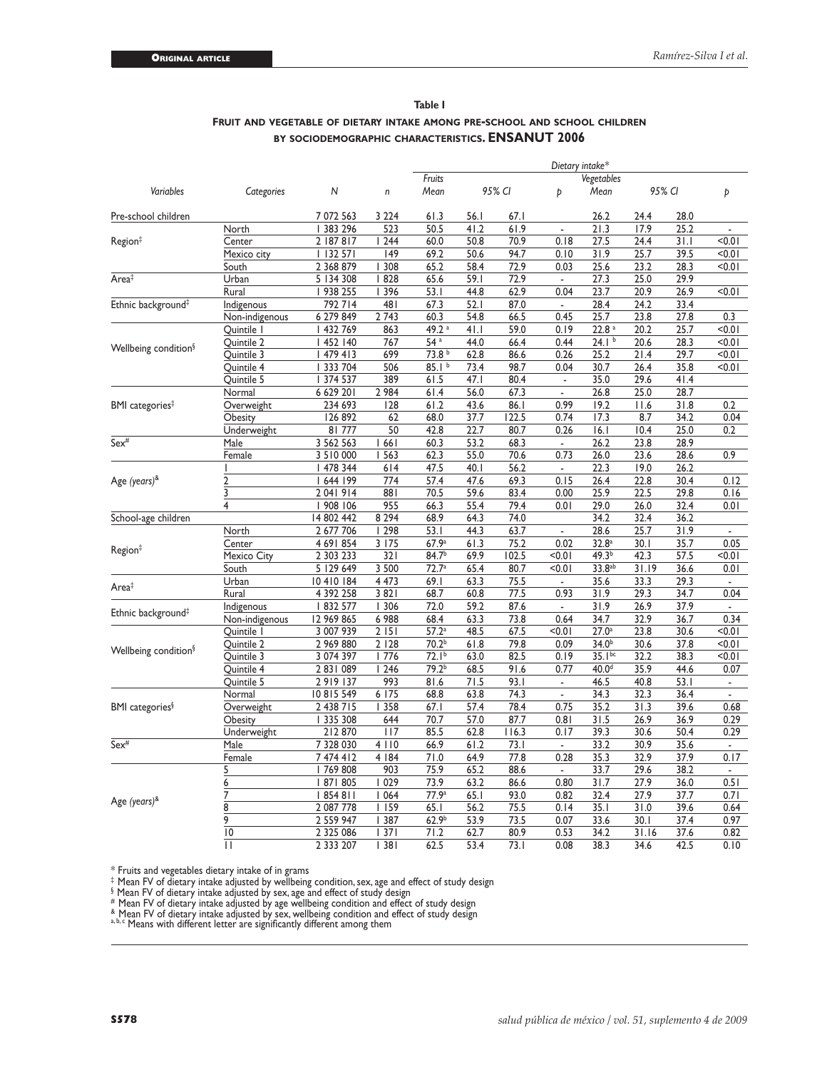**Table I**

**Fruit and vegetable of dietary intake among pre-school and school children by sociodemographic characteristics. ENSANUT 2006**

| Variables | Categories | N | n | Dietary intake* Fruits Mean | 95% CI | | p | Vegetables Mean | 95% CI | | p |
|---|---|---|---|---|---|---|---|---|---|---|---|
| Pre-school children | | 7 072 563 | 3 224 | 61.3 | 56.1 | 67.1 | | 26.2 | 24.4 | 28.0 | |
| Region‡ | North | 1 383 296 | 523 | 50.5 | 41.2 | 61.9 | - | 21.3 | 17.9 | 25.2 | - |
| | Center | 2 187 817 | 1 244 | 60.0 | 50.8 | 70.9 | 0.18 | 27.5 | 24.4 | 31.1 | <0.01 |
| | Mexico city | 1 132 571 | 149 | 69.2 | 50.6 | 94.7 | 0.10 | 31.9 | 25.7 | 39.5 | <0.01 |
| | South | 2 368 879 | 1 308 | 65.2 | 58.4 | 72.9 | 0.03 | 25.6 | 23.2 | 28.3 | <0.01 |
| Area‡ | Urban | 5 134 308 | 1 828 | 65.6 | 59.1 | 72.9 | - | 27.3 | 25.0 | 29.9 | |
| | Rural | 1 938 255 | 1 396 | 53.1 | 44.8 | 62.9 | 0.04 | 23.7 | 20.9 | 26.9 | <0.01 |
| Ethnic background‡ | Indigenous | 792 714 | 481 | 67.3 | 52.1 | 87.0 | - | 28.4 | 24.2 | 33.4 | |
| | Non-indigenous | 6 279 849 | 2 743 | 60.3 | 54.8 | 66.5 | 0.45 | 25.7 | 23.8 | 27.8 | 0.3 |
| Wellbeing condition§ | Quintile 1 | 1 432 769 | 863 | 49.2 [a] | 41.1 | 59.0 | 0.19 | 22.8 [a] | 20.2 | 25.7 | <0.01 |
| | Quintile 2 | 1 452 140 | 767 | 54 [a] | 44.0 | 66.4 | 0.44 | 24.1 [b] | 20.6 | 28.3 | <0.01 |
| | Quintile 3 | 1 479 413 | 699 | 73.8 [b] | 62.8 | 86.6 | 0.26 | 25.2 | 21.4 | 29.7 | <0.01 |
| | Quintile 4 | 1 333 704 | 506 | 85.1 [b] | 73.4 | 98.7 | 0.04 | 30.7 | 26.4 | 35.8 | <0.01 |
| | Quintile 5 | 1 374 537 | 389 | 61.5 | 47.1 | 80.4 | - | 35.0 | 29.6 | 41.4 | |
| BMI categories‡ | Normal | 6 629 201 | 2 984 | 61.4 | 56.0 | 67.3 | - | 26.8 | 25.0 | 28.7 | |
| | Overweight | 234 693 | 128 | 61.2 | 43.6 | 86.1 | 0.99 | 19.2 | 11.6 | 31.8 | 0.2 |
| | Obesity | 126 892 | 62 | 68.0 | 37.7 | 122.5 | 0.74 | 17.3 | 8.7 | 34.2 | 0.04 |
| | Underweight | 81 777 | 50 | 42.8 | 22.7 | 80.7 | 0.26 | 16.1 | 10.4 | 25.0 | 0.2 |
| Sex# | Male | 3 562 563 | 1 661 | 60.3 | 53.2 | 68.3 | - | 26.2 | 23.8 | 28.9 | |
| | Female | 3 510 000 | 1 563 | 62.3 | 55.0 | 70.6 | 0.73 | 26.0 | 23.6 | 28.6 | 0.9 |
| Age (years)& | 1 | 1 478 344 | 614 | 47.5 | 40.1 | 56.2 | - | 22.3 | 19.0 | 26.2 | |
| | 2 | 1 644 199 | 774 | 57.4 | 47.6 | 69.3 | 0.15 | 26.4 | 22.8 | 30.4 | 0.12 |
| | 3 | 2 041 914 | 881 | 70.5 | 59.6 | 83.4 | 0.00 | 25.9 | 22.5 | 29.8 | 0.16 |
| | 4 | 1 908 106 | 955 | 66.3 | 55.4 | 79.4 | 0.01 | 29.0 | 26.0 | 32.4 | 0.01 |
| School-age children | | 14 802 442 | 8 294 | 68.9 | 64.3 | 74.0 | | 34.2 | 32.4 | 36.2 | |
| Region‡ | North | 2 677 706 | 1 298 | 53.1 | 44.3 | 63.7 | - | 28.6 | 25.7 | 31.9 | - |
| | Center | 4 691 854 | 3 175 | 67.9[a] | 61.3 | 75.2 | 0.02 | 32.8[a] | 30.1 | 35.7 | 0.05 |
| | Mexico City | 2 303 233 | 321 | 84.7[b] | 69.9 | 102.5 | <0.01 | 49.3[b] | 42.3 | 57.5 | <0.01 |
| | South | 5 129 649 | 3 500 | 72.7[a] | 65.4 | 80.7 | <0.01 | 33.8[ab] | 31.19 | 36.6 | 0.01 |
| Area‡ | Urban | 10 410 184 | 4 473 | 69.1 | 63.3 | 75.5 | - | 35.6 | 33.3 | 29.3 | - |
| | Rural | 4 392 258 | 3 821 | 68.7 | 60.8 | 77.5 | 0.93 | 31.9 | 29.3 | 34.7 | 0.04 |
| Ethnic background‡ | Indigenous | 1 832 577 | 1 306 | 72.0 | 59.2 | 87.6 | - | 31.9 | 26.9 | 37.9 | - |
| | Non-indigenous | 12 969 865 | 6 988 | 68.4 | 63.3 | 73.8 | 0.64 | 34.7 | 32.9 | 36.7 | 0.34 |
| Wellbeing condition§ | Quintile 1 | 3 007 939 | 2 151 | 57.2[a] | 48.5 | 67.5 | <0.01 | 27.0[a] | 23.8 | 30.6 | <0.01 |
| | Quintile 2 | 2 969 880 | 2 128 | 70.2[b] | 61.8 | 79.8 | 0.09 | 34.0[b] | 30.6 | 37.8 | <0.01 |
| | Quintile 3 | 3 074 397 | 1 776 | 72.1[b] | 63.0 | 82.5 | 0.19 | 35.1[bc] | 32.2 | 38.3 | <0.01 |
| | Quintile 4 | 2 831 089 | 1 246 | 79.2[b] | 68.5 | 91.6 | 0.77 | 40.0[d] | 35.9 | 44.6 | 0.07 |
| | Quintile 5 | 2 919 137 | 993 | 81.6 | 71.5 | 93.1 | - | 46.5 | 40.8 | 53.1 | - |
| BMI categories§ | Normal | 10 815 549 | 6 175 | 68.8 | 63.8 | 74.3 | - | 34.3 | 32.3 | 36.4 | - |
| | Overweight | 2 438 715 | 1 358 | 67.1 | 57.4 | 78.4 | 0.75 | 35.2 | 31.3 | 39.6 | 0.68 |
| | Obesity | 1 335 308 | 644 | 70.7 | 57.0 | 87.7 | 0.81 | 31.5 | 26.9 | 36.9 | 0.29 |
| | Underweight | 212 870 | 117 | 85.5 | 62.8 | 116.3 | 0.17 | 39.3 | 30.6 | 50.4 | 0.29 |
| Sex# | Male | 7 328 030 | 4 110 | 66.9 | 61.2 | 73.1 | - | 33.2 | 30.9 | 35.6 | - |
| | Female | 7 474 412 | 4 184 | 71.0 | 64.9 | 77.8 | 0.28 | 35.3 | 32.9 | 37.9 | 0.17 |
| Age (years)& | 5 | 1 769 808 | 903 | 75.9 | 65.2 | 88.6 | - | 33.7 | 29.6 | 38.2 | - |
| | 6 | 1 871 805 | 1 029 | 73.9 | 63.2 | 86.6 | 0.80 | 31.7 | 27.9 | 36.0 | 0.51 |
| | 7 | 1 854 811 | 1 064 | 77.9[a] | 65.1 | 93.0 | 0.82 | 32.4 | 27.9 | 37.7 | 0.71 |
| | 8 | 2 087 778 | 1 159 | 65.1 | 56.2 | 75.5 | 0.14 | 35.1 | 31.0 | 39.6 | 0.64 |
| | 9 | 2 559 947 | 1 387 | 62.9[b] | 53.9 | 73.5 | 0.07 | 33.6 | 30.1 | 37.4 | 0.97 |
| | 10 | 2 325 086 | 1 371 | 71.2 | 62.7 | 80.9 | 0.53 | 34.2 | 31.16 | 37.6 | 0.82 |
| | 11 | 2 333 207 | 1 381 | 62.5 | 53.4 | 73.1 | 0.08 | 38.3 | 34.6 | 42.5 | 0.10 |

\* Fruits and vegetables dietary intake of in grams

‡ Mean FV of dietary intake adjusted by wellbeing condition, sex, age and effect of study design

§ Mean FV of dietary intake adjusted by sex, age and effect of study design

\# Mean FV of dietary intake adjusted by age wellbeing condition and effect of study design

& Mean FV of dietary intake adjusted by sex, wellbeing condition and effect of study design

a, b, c Means with different letter are significantly different among them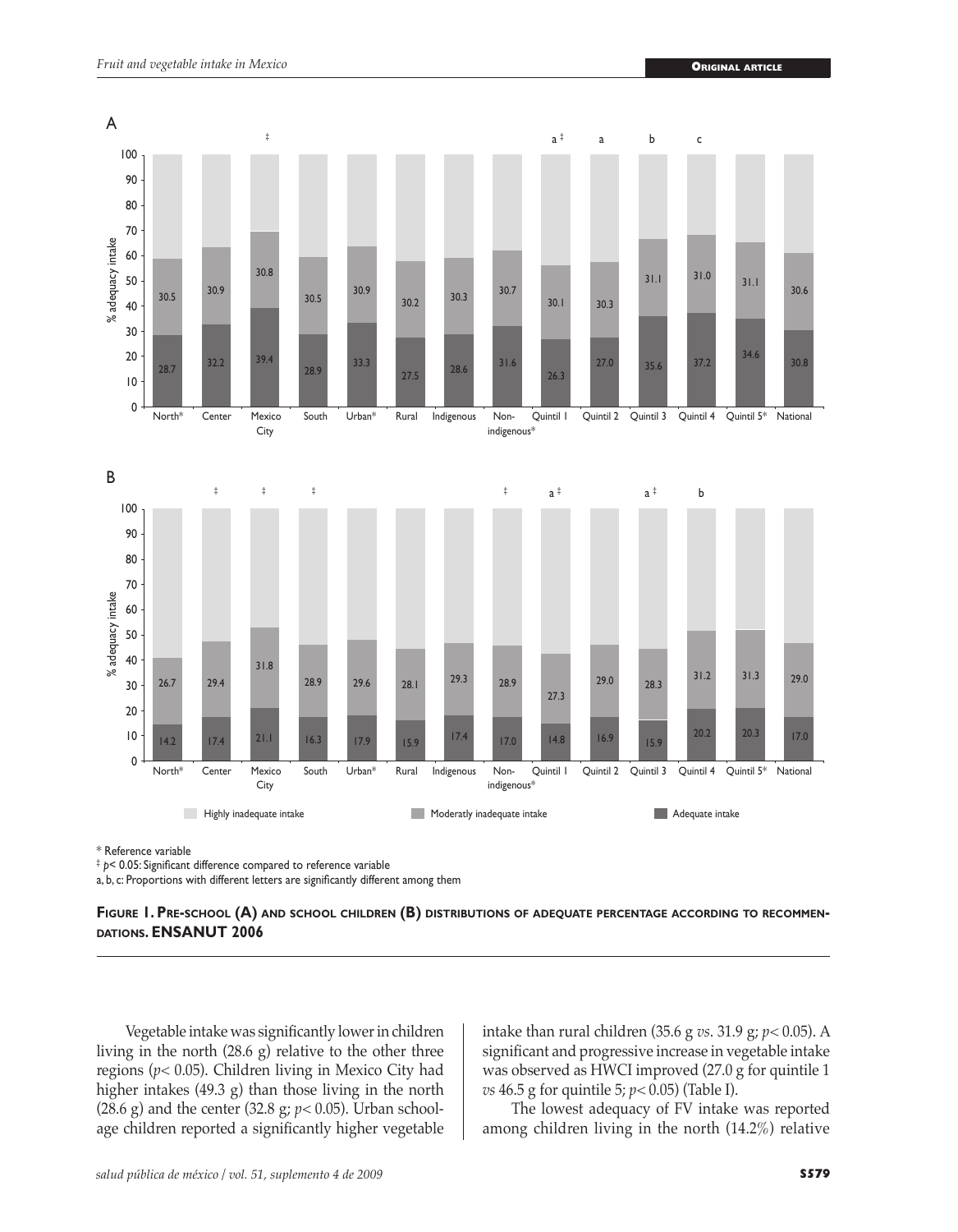\* Reference variable

‡ $p < 0.05$: Significant difference compared to reference variable

a, b, c: Proportions with different letters are significantly different among them

**Figure 1. Pre-school (A) and school children (B) distributions of adequate percentage according to recommendations. ENSANUT 2006**

Vegetable intake was significantly lower in children living in the north (28.6 g) relative to the other three regions ($p < 0.05$). Children living in Mexico City had higher intakes (49.3 g) than those living in the north (28.6 g) and the center (32.8 g; $p < 0.05$). Urban school-age children reported a significantly higher vegetable intake than rural children (35.6 g *vs*. 31.9 g; $p < 0.05$). A significant and progressive increase in vegetable intake was observed as HWCI improved (27.0 g for quintile 1 *vs* 46.5 g for quintile 5; $p < 0.05$) (Table I).

The lowest adequacy of FV intake was reported among children living in the north (14.2%) relative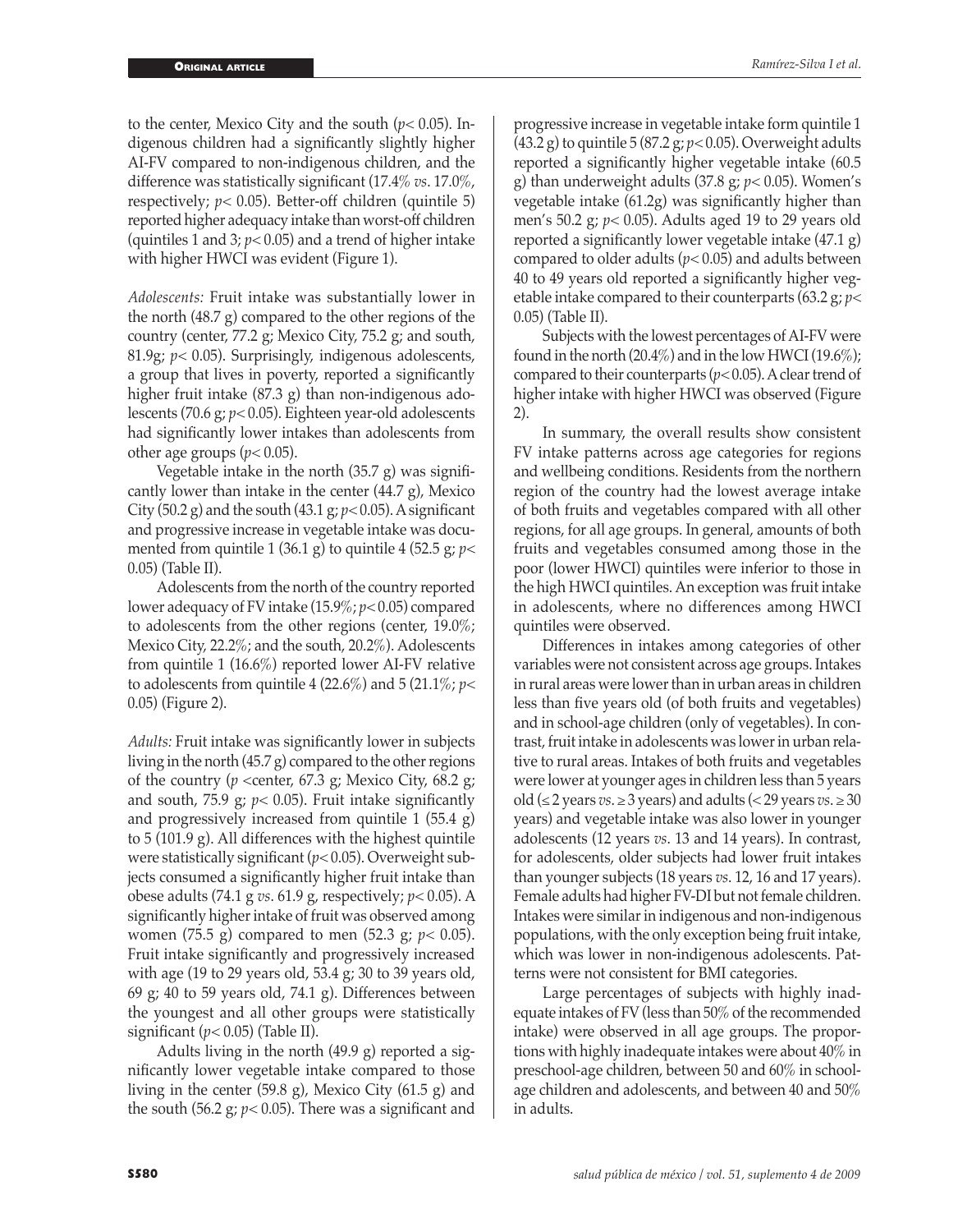to the center, Mexico City and the south ($p< 0.05$). Indigenous children had a significantly slightly higher AI-FV compared to non-indigenous children, and the difference was statistically significant (17.4% *vs*. 17.0%, respectively; $p< 0.05$). Better-off children (quintile 5) reported higher adequacy intake than worst-off children (quintiles 1 and 3; $p< 0.05$) and a trend of higher intake with higher HWCI was evident (Figure 1).

*Adolescents:* Fruit intake was substantially lower in the north (48.7 g) compared to the other regions of the country (center, 77.2 g; Mexico City, 75.2 g; and south, 81.9g; $p< 0.05$). Surprisingly, indigenous adolescents, a group that lives in poverty, reported a significantly higher fruit intake (87.3 g) than non-indigenous adolescents (70.6 g; $p< 0.05$). Eighteen year-old adolescents had significantly lower intakes than adolescents from other age groups ($p< 0.05$).

Vegetable intake in the north (35.7 g) was significantly lower than intake in the center (44.7 g), Mexico City (50.2 g) and the south (43.1 g; $p< 0.05$). A significant and progressive increase in vegetable intake was documented from quintile 1 (36.1 g) to quintile 4 (52.5 g; $p< 0.05$) (Table II).

Adolescents from the north of the country reported lower adequacy of FV intake (15.9%; $p< 0.05$) compared to adolescents from the other regions (center, 19.0%; Mexico City, 22.2%; and the south, 20.2%). Adolescents from quintile 1 (16.6%) reported lower AI-FV relative to adolescents from quintile 4 (22.6%) and 5 (21.1%; $p< 0.05$) (Figure 2).

*Adults:* Fruit intake was significantly lower in subjects living in the north (45.7 g) compared to the other regions of the country ($p$ <center, 67.3 g; Mexico City, 68.2 g; and south, 75.9 g; $p< 0.05$). Fruit intake significantly and progressively increased from quintile 1 (55.4 g) to 5 (101.9 g). All differences with the highest quintile were statistically significant ($p< 0.05$). Overweight subjects consumed a significantly higher fruit intake than obese adults (74.1 g *vs*. 61.9 g, respectively; $p< 0.05$). A significantly higher intake of fruit was observed among women (75.5 g) compared to men (52.3 g; $p< 0.05$). Fruit intake significantly and progressively increased with age (19 to 29 years old, 53.4 g; 30 to 39 years old, 69 g; 40 to 59 years old, 74.1 g). Differences between the youngest and all other groups were statistically significant ($p< 0.05$) (Table II).

Adults living in the north (49.9 g) reported a significantly lower vegetable intake compared to those living in the center (59.8 g), Mexico City (61.5 g) and the south (56.2 g; $p< 0.05$). There was a significant and progressive increase in vegetable intake form quintile 1 (43.2 g) to quintile 5 (87.2 g; $p< 0.05$). Overweight adults reported a significantly higher vegetable intake (60.5 g) than underweight adults (37.8 g; $p< 0.05$). Women's vegetable intake (61.2g) was significantly higher than men's 50.2 g; $p< 0.05$). Adults aged 19 to 29 years old reported a significantly lower vegetable intake (47.1 g) compared to older adults ($p< 0.05$) and adults between 40 to 49 years old reported a significantly higher vegetable intake compared to their counterparts (63.2 g; $p< 0.05$) (Table II).

Subjects with the lowest percentages of AI-FV were found in the north (20.4%) and in the low HWCI (19.6%); compared to their counterparts ($p< 0.05$). A clear trend of higher intake with higher HWCI was observed (Figure 2).

In summary, the overall results show consistent FV intake patterns across age categories for regions and wellbeing conditions. Residents from the northern region of the country had the lowest average intake of both fruits and vegetables compared with all other regions, for all age groups. In general, amounts of both fruits and vegetables consumed among those in the poor (lower HWCI) quintiles were inferior to those in the high HWCI quintiles. An exception was fruit intake in adolescents, where no differences among HWCI quintiles were observed.

Differences in intakes among categories of other variables were not consistent across age groups. Intakes in rural areas were lower than in urban areas in children less than five years old (of both fruits and vegetables) and in school-age children (only of vegetables). In contrast, fruit intake in adolescents was lower in urban relative to rural areas. Intakes of both fruits and vegetables were lower at younger ages in children less than 5 years old ($\leq 2$ years *vs*. $\geq 3$ years) and adults ($< 29$ years *vs*. $\geq 30$ years) and vegetable intake was also lower in younger adolescents (12 years *vs*. 13 and 14 years). In contrast, for adolescents, older subjects had lower fruit intakes than younger subjects (18 years *vs*. 12, 16 and 17 years). Female adults had higher FV-DI but not female children. Intakes were similar in indigenous and non-indigenous populations, with the only exception being fruit intake, which was lower in non-indigenous adolescents. Patterns were not consistent for BMI categories.

Large percentages of subjects with highly inadequate intakes of FV (less than 50% of the recommended intake) were observed in all age groups. The proportions with highly inadequate intakes were about 40% in preschool-age children, between 50 and 60% in school-age children and adolescents, and between 40 and 50% in adults.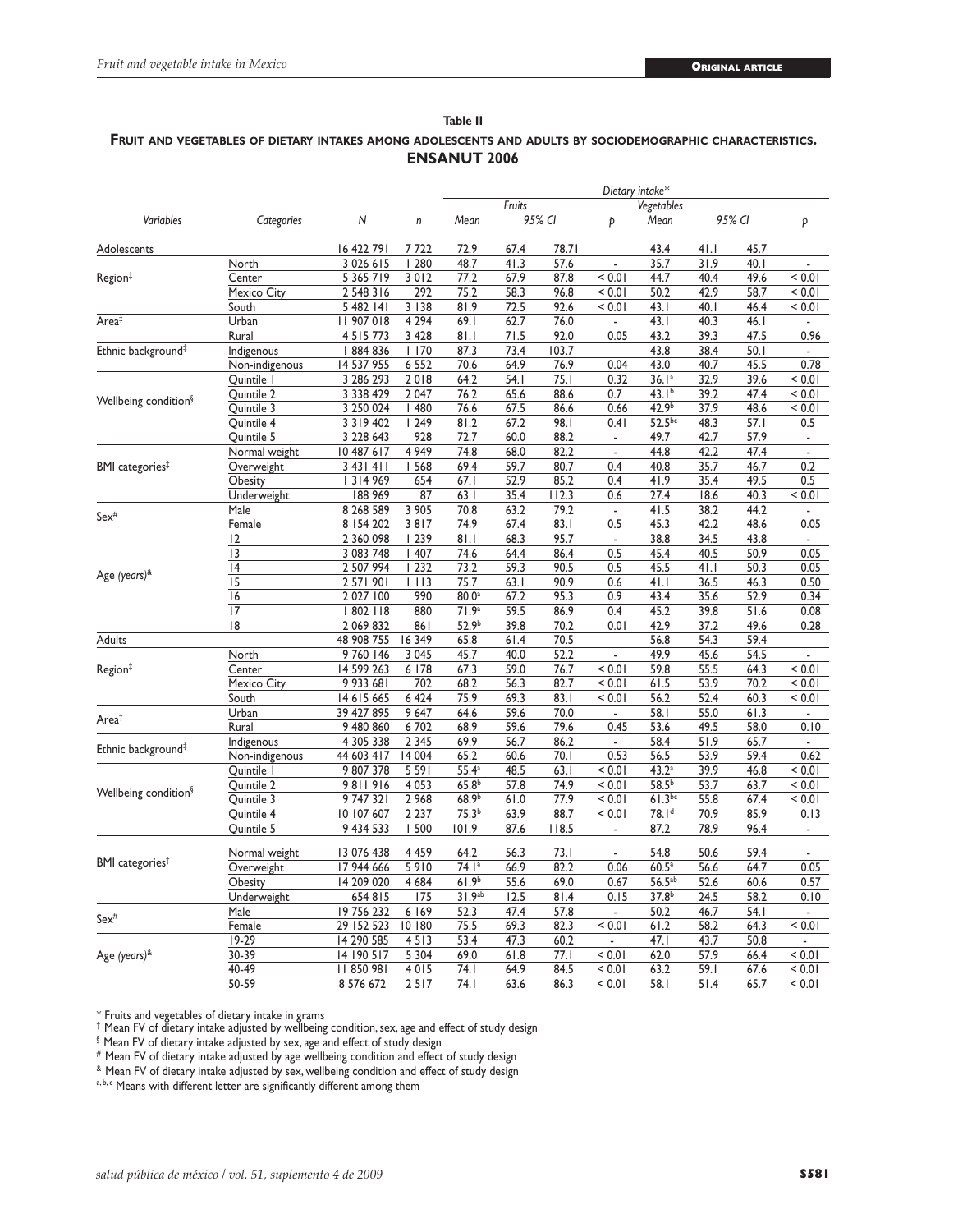**Table II**

**Fruit and vegetables of dietary intakes among adolescents and adults by sociodemographic characteristics. ENSANUT 2006**

| Variables | Categories | N | n | Fruits Mean | Fruits 95% CI | | Fruits p | Vegetables Mean | Vegetables 95% CI | | Vegetables p |
|---|---|---|---|---|---|---|---|---|---|---|---|
| Adolescents | | 16 422 791 | 7 722 | 72.9 | 67.4 | 78.71 | | 43.4 | 41.1 | 45.7 | |
| Region‡ | North | 3 026 615 | 1 280 | 48.7 | 41.3 | 57.6 | - | 35.7 | 31.9 | 40.1 | - |
| | Center | 5 365 719 | 3 012 | 77.2 | 67.9 | 87.8 | < 0.01 | 44.7 | 40.4 | 49.6 | < 0.01 |
| | Mexico City | 2 548 316 | 292 | 75.2 | 58.3 | 96.8 | < 0.01 | 50.2 | 42.9 | 58.7 | < 0.01 |
| | South | 5 482 141 | 3 138 | 81.9 | 72.5 | 92.6 | < 0.01 | 43.1 | 40.1 | 46.4 | < 0.01 |
| Area‡ | Urban | 11 907 018 | 4 294 | 69.1 | 62.7 | 76.0 | - | 43.1 | 40.3 | 46.1 | - |
| | Rural | 4 515 773 | 3 428 | 81.1 | 71.5 | 92.0 | 0.05 | 43.2 | 39.3 | 47.5 | 0.96 |
| Ethnic background‡ | Indigenous | 1 884 836 | 1 170 | 87.3 | 73.4 | 103.7 | | 43.8 | 38.4 | 50.1 | - |
| | Non-indigenous | 14 537 955 | 6 552 | 70.6 | 64.9 | 76.9 | 0.04 | 43.0 | 40.7 | 45.5 | 0.78 |
| Wellbeing condition§ | Quintile 1 | 3 286 293 | 2 018 | 64.2 | 54.1 | 75.1 | 0.32 | 36.1[a] | 32.9 | 39.6 | < 0.01 |
| | Quintile 2 | 3 338 429 | 2 047 | 76.2 | 65.6 | 88.6 | 0.7 | 43.1[b] | 39.2 | 47.4 | < 0.01 |
| | Quintile 3 | 3 250 024 | 1 480 | 76.6 | 67.5 | 86.6 | 0.66 | 42.9[b] | 37.9 | 48.6 | < 0.01 |
| | Quintile 4 | 3 319 402 | 1 249 | 81.2 | 67.2 | 98.1 | 0.41 | 52.5[bc] | 48.3 | 57.1 | 0.5 |
| | Quintile 5 | 3 228 643 | 928 | 72.7 | 60.0 | 88.2 | - | 49.7 | 42.7 | 57.9 | - |
| BMI categories‡ | Normal weight | 10 487 617 | 4 949 | 74.8 | 68.0 | 82.2 | - | 44.8 | 42.2 | 47.4 | - |
| | Overweight | 3 431 411 | 1 568 | 69.4 | 59.7 | 80.7 | 0.4 | 40.8 | 35.7 | 46.7 | 0.2 |
| | Obesity | 1 314 969 | 654 | 67.1 | 52.9 | 85.2 | 0.4 | 41.9 | 35.4 | 49.5 | 0.5 |
| | Underweight | 188 969 | 87 | 63.1 | 35.4 | 112.3 | 0.6 | 27.4 | 18.6 | 40.3 | < 0.01 |
| Sex# | Male | 8 268 589 | 3 905 | 70.8 | 63.2 | 79.2 | - | 41.5 | 38.2 | 44.2 | - |
| | Female | 8 154 202 | 3 817 | 74.9 | 67.4 | 83.1 | 0.5 | 45.3 | 42.2 | 48.6 | 0.05 |
| Age (years)& | 12 | 2 360 098 | 1 239 | 81.1 | 68.3 | 95.7 | - | 38.8 | 34.5 | 43.8 | - |
| | 13 | 3 083 748 | 1 407 | 74.6 | 64.4 | 86.4 | 0.5 | 45.4 | 40.5 | 50.9 | 0.05 |
| | 14 | 2 507 994 | 1 232 | 73.2 | 59.3 | 90.5 | 0.5 | 45.5 | 41.1 | 50.3 | 0.05 |
| | 15 | 2 571 901 | 1 113 | 75.7 | 63.1 | 90.9 | 0.6 | 41.1 | 36.5 | 46.3 | 0.50 |
| | 16 | 2 027 100 | 990 | 80.0[a] | 67.2 | 95.3 | 0.9 | 43.4 | 35.6 | 52.9 | 0.34 |
| | 17 | 1 802 118 | 880 | 71.9[a] | 59.5 | 86.9 | 0.4 | 45.2 | 39.8 | 51.6 | 0.08 |
| | 18 | 2 069 832 | 861 | 52.9[b] | 39.8 | 70.2 | 0.01 | 42.9 | 37.2 | 49.6 | 0.28 |
| Adults | | 48 908 755 | 16 349 | 65.8 | 61.4 | 70.5 | | 56.8 | 54.3 | 59.4 | |
| Region‡ | North | 9 760 146 | 3 045 | 45.7 | 40.0 | 52.2 | - | 49.9 | 45.6 | 54.5 | - |
| | Center | 14 599 263 | 6 178 | 67.3 | 59.0 | 76.7 | < 0.01 | 59.8 | 55.5 | 64.3 | < 0.01 |
| | Mexico City | 9 933 681 | 702 | 68.2 | 56.3 | 82.7 | < 0.01 | 61.5 | 53.9 | 70.2 | < 0.01 |
| | South | 14 615 665 | 6 424 | 75.9 | 69.3 | 83.1 | < 0.01 | 56.2 | 52.4 | 60.3 | < 0.01 |
| Area‡ | Urban | 39 427 895 | 9 647 | 64.6 | 59.6 | 70.0 | - | 58.1 | 55.0 | 61.3 | - |
| | Rural | 9 480 860 | 6 702 | 68.9 | 59.6 | 79.6 | 0.45 | 53.6 | 49.5 | 58.0 | 0.10 |
| Ethnic background‡ | Indigenous | 4 305 338 | 2 345 | 69.9 | 56.7 | 86.2 | - | 58.4 | 51.9 | 65.7 | - |
| | Non-indigenous | 44 603 417 | 14 004 | 65.2 | 60.6 | 70.1 | 0.53 | 56.5 | 53.9 | 59.4 | 0.62 |
| Wellbeing condition§ | Quintile 1 | 9 807 378 | 5 591 | 55.4[a] | 48.5 | 63.1 | < 0.01 | 43.2[a] | 39.9 | 46.8 | < 0.01 |
| | Quintile 2 | 9 811 916 | 4 053 | 65.8[b] | 57.8 | 74.9 | < 0.01 | 58.5[b] | 53.7 | 63.7 | < 0.01 |
| | Quintile 3 | 9 747 321 | 2 968 | 68.9[b] | 61.0 | 77.9 | < 0.01 | 61.3[bc] | 55.8 | 67.4 | < 0.01 |
| | Quintile 4 | 10 107 607 | 2 237 | 75.3[b] | 63.9 | 88.7 | < 0.01 | 78.1[d] | 70.9 | 85.9 | 0.13 |
| | Quintile 5 | 9 434 533 | 1 500 | 101.9 | 87.6 | 118.5 | - | 87.2 | 78.9 | 96.4 | - |
| BMI categories‡ | Normal weight | 13 076 438 | 4 459 | 64.2 | 56.3 | 73.1 | - | 54.8 | 50.6 | 59.4 | - |
| | Overweight | 17 944 666 | 5 910 | 74.1[a] | 66.9 | 82.2 | 0.06 | 60.5[a] | 56.6 | 64.7 | 0.05 |
| | Obesity | 14 209 020 | 4 684 | 61.9[b] | 55.6 | 69.0 | 0.67 | 56.5[ab] | 52.6 | 60.6 | 0.57 |
| | Underweight | 654 815 | 175 | 31.9[ab] | 12.5 | 81.4 | 0.15 | 37.8[b] | 24.5 | 58.2 | 0.10 |
| Sex# | Male | 19 756 232 | 6 169 | 52.3 | 47.4 | 57.8 | - | 50.2 | 46.7 | 54.1 | - |
| | Female | 29 152 523 | 10 180 | 75.5 | 69.3 | 82.3 | < 0.01 | 61.2 | 58.2 | 64.3 | < 0.01 |
| Age (years)& | 19-29 | 14 290 585 | 4 513 | 53.4 | 47.3 | 60.2 | - | 47.1 | 43.7 | 50.8 | - |
| | 30-39 | 14 190 517 | 5 304 | 69.0 | 61.8 | 77.1 | < 0.01 | 62.0 | 57.9 | 66.4 | < 0.01 |
| | 40-49 | 11 850 981 | 4 015 | 74.1 | 64.9 | 84.5 | < 0.01 | 63.2 | 59.1 | 67.6 | < 0.01 |
| | 50-59 | 8 576 672 | 2 517 | 74.1 | 63.6 | 86.3 | < 0.01 | 58.1 | 51.4 | 65.7 | < 0.01 |

\* Fruits and vegetables of dietary intake in grams

‡ Mean FV of dietary intake adjusted by wellbeing condition, sex, age and effect of study design

§ Mean FV of dietary intake adjusted by sex, age and effect of study design

# Mean FV of dietary intake adjusted by age wellbeing condition and effect of study design

& Mean FV of dietary intake adjusted by sex, wellbeing condition and effect of study design

a, b, c Means with different letter are significantly different among them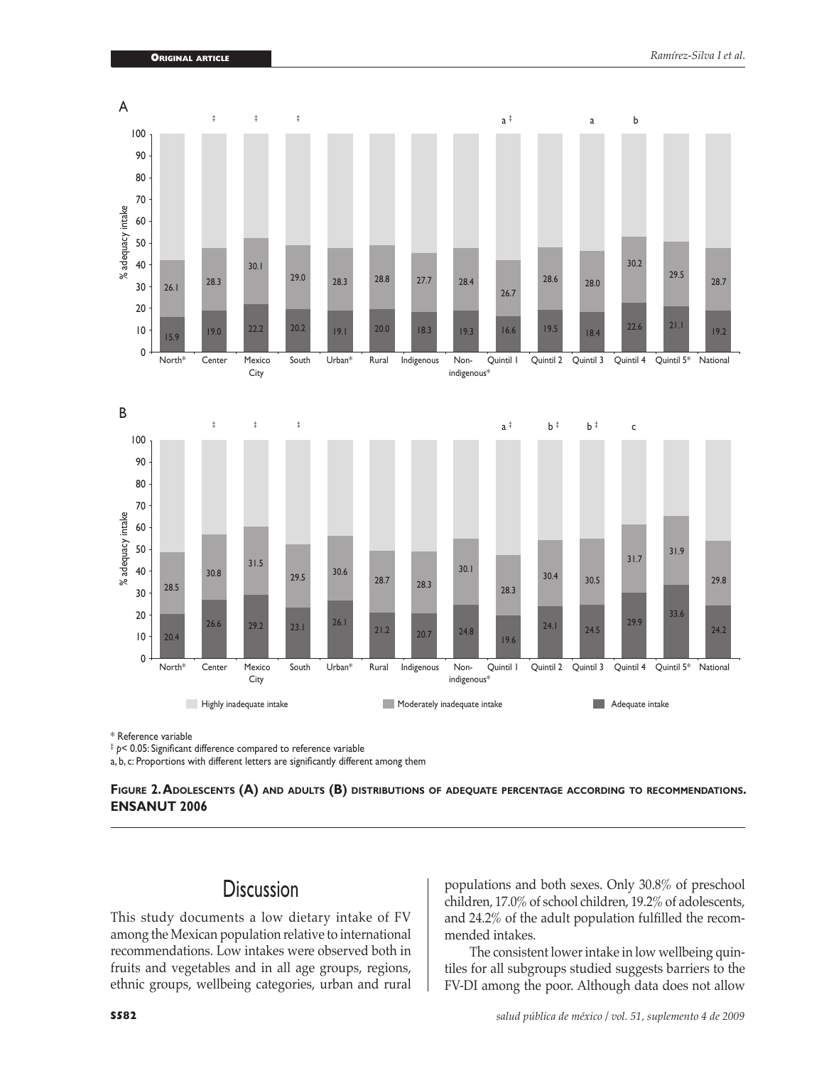A

B

* Reference variable

‡ $p$< 0.05: Significant difference compared to reference variable

a, b, c: Proportions with different letters are significantly different among them

**Figure 2. Adolescents (A) and adults (B) distributions of adequate percentage according to recommendations. ENSANUT 2006**

## Discussion

This study documents a low dietary intake of FV among the Mexican population relative to international recommendations. Low intakes were observed both in fruits and vegetables and in all age groups, regions, ethnic groups, wellbeing categories, urban and rural populations and both sexes. Only 30.8% of preschool children, 17.0% of school children, 19.2% of adolescents, and 24.2% of the adult population fulfilled the recommended intakes.

The consistent lower intake in low wellbeing quintiles for all subgroups studied suggests barriers to the FV-DI among the poor. Although data does not allow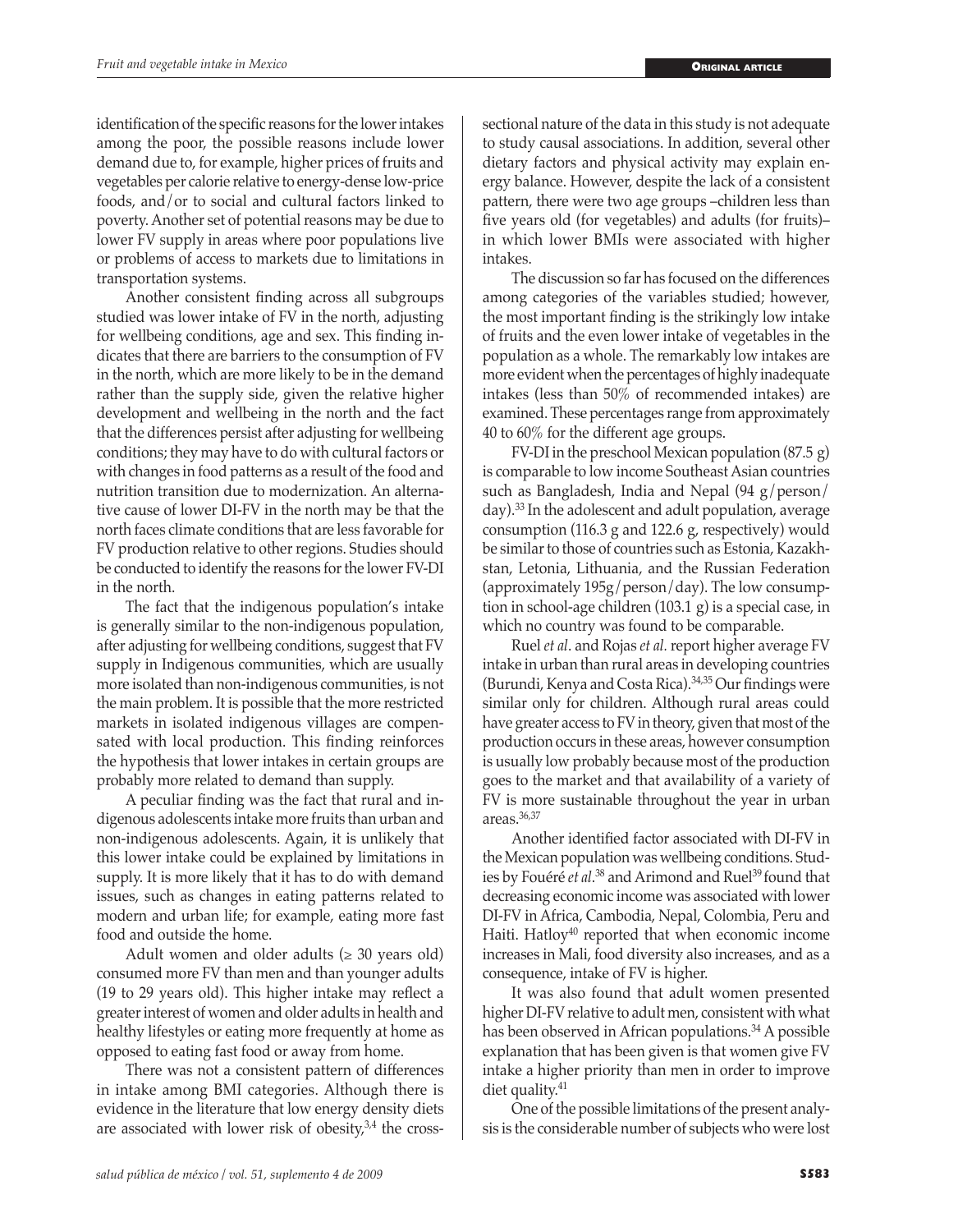identification of the specific reasons for the lower intakes among the poor, the possible reasons include lower demand due to, for example, higher prices of fruits and vegetables per calorie relative to energy-dense low-price foods, and/or to social and cultural factors linked to poverty. Another set of potential reasons may be due to lower FV supply in areas where poor populations live or problems of access to markets due to limitations in transportation systems.

Another consistent finding across all subgroups studied was lower intake of FV in the north, adjusting for wellbeing conditions, age and sex. This finding indicates that there are barriers to the consumption of FV in the north, which are more likely to be in the demand rather than the supply side, given the relative higher development and wellbeing in the north and the fact that the differences persist after adjusting for wellbeing conditions; they may have to do with cultural factors or with changes in food patterns as a result of the food and nutrition transition due to modernization. An alternative cause of lower DI-FV in the north may be that the north faces climate conditions that are less favorable for FV production relative to other regions. Studies should be conducted to identify the reasons for the lower FV-DI in the north.

The fact that the indigenous population's intake is generally similar to the non-indigenous population, after adjusting for wellbeing conditions, suggest that FV supply in Indigenous communities, which are usually more isolated than non-indigenous communities, is not the main problem. It is possible that the more restricted markets in isolated indigenous villages are compensated with local production. This finding reinforces the hypothesis that lower intakes in certain groups are probably more related to demand than supply.

A peculiar finding was the fact that rural and indigenous adolescents intake more fruits than urban and non-indigenous adolescents. Again, it is unlikely that this lower intake could be explained by limitations in supply. It is more likely that it has to do with demand issues, such as changes in eating patterns related to modern and urban life; for example, eating more fast food and outside the home.

Adult women and older adults ($\geq$ 30 years old) consumed more FV than men and than younger adults (19 to 29 years old). This higher intake may reflect a greater interest of women and older adults in health and healthy lifestyles or eating more frequently at home as opposed to eating fast food or away from home.

There was not a consistent pattern of differences in intake among BMI categories. Although there is evidence in the literature that low energy density diets are associated with lower risk of obesity,[3,4] the cross-sectional nature of the data in this study is not adequate to study causal associations. In addition, several other dietary factors and physical activity may explain energy balance. However, despite the lack of a consistent pattern, there were two age groups –children less than five years old (for vegetables) and adults (for fruits)– in which lower BMIs were associated with higher intakes.

The discussion so far has focused on the differences among categories of the variables studied; however, the most important finding is the strikingly low intake of fruits and the even lower intake of vegetables in the population as a whole. The remarkably low intakes are more evident when the percentages of highly inadequate intakes (less than 50% of recommended intakes) are examined. These percentages range from approximately 40 to 60% for the different age groups.

FV-DI in the preschool Mexican population (87.5 g) is comparable to low income Southeast Asian countries such as Bangladesh, India and Nepal (94 g/person/day).[33] In the adolescent and adult population, average consumption (116.3 g and 122.6 g, respectively) would be similar to those of countries such as Estonia, Kazakhstan, Letonia, Lithuania, and the Russian Federation (approximately 195g/person/day). The low consumption in school-age children (103.1 g) is a special case, in which no country was found to be comparable.

Ruel *et al*. and Rojas *et al.* report higher average FV intake in urban than rural areas in developing countries (Burundi, Kenya and Costa Rica).[34,35] Our findings were similar only for children. Although rural areas could have greater access to FV in theory, given that most of the production occurs in these areas, however consumption is usually low probably because most of the production goes to the market and that availability of a variety of FV is more sustainable throughout the year in urban areas.[36,37]

Another identified factor associated with DI-FV in the Mexican population was wellbeing conditions. Studies by Fouéré *et al*.[38] and Arimond and Ruel[39] found that decreasing economic income was associated with lower DI-FV in Africa, Cambodia, Nepal, Colombia, Peru and Haiti. Hatloy[40] reported that when economic income increases in Mali, food diversity also increases, and as a consequence, intake of FV is higher.

It was also found that adult women presented higher DI-FV relative to adult men, consistent with what has been observed in African populations.[34] A possible explanation that has been given is that women give FV intake a higher priority than men in order to improve diet quality.[41]

One of the possible limitations of the present analysis is the considerable number of subjects who were lost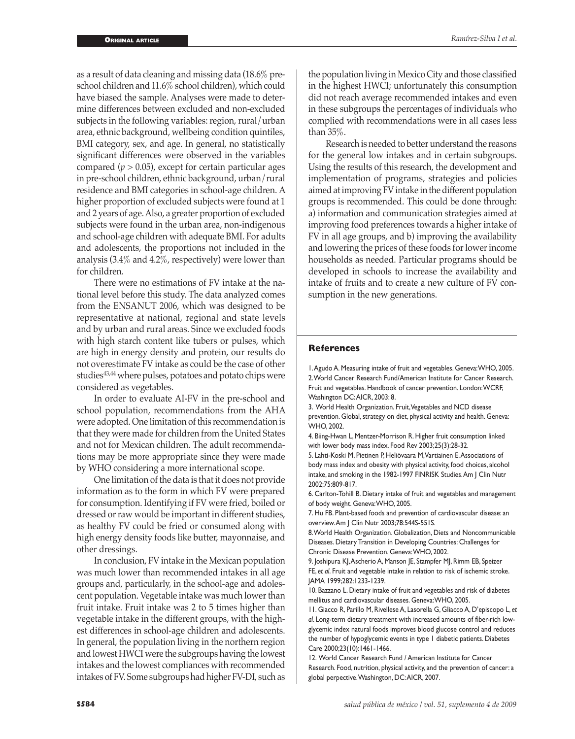as a result of data cleaning and missing data (18.6% pre-school children and 11.6% school children), which could have biased the sample. Analyses were made to determine differences between excluded and non-excluded subjects in the following variables: region, rural/urban area, ethnic background, wellbeing condition quintiles, BMI category, sex, and age. In general, no statistically significant differences were observed in the variables compared ($p > 0.05$), except for certain particular ages in pre-school children, ethnic background, urban/rural residence and BMI categories in school-age children. A higher proportion of excluded subjects were found at 1 and 2 years of age. Also, a greater proportion of excluded subjects were found in the urban area, non-indigenous and school-age children with adequate BMI. For adults and adolescents, the proportions not included in the analysis (3.4% and 4.2%, respectively) were lower than for children.

There were no estimations of FV intake at the national level before this study. The data analyzed comes from the ENSANUT 2006, which was designed to be representative at national, regional and state levels and by urban and rural areas. Since we excluded foods with high starch content like tubers or pulses, which are high in energy density and protein, our results do not overestimate FV intake as could be the case of other studies[43,44] where pulses, potatoes and potato chips were considered as vegetables.

In order to evaluate AI-FV in the pre-school and school population, recommendations from the AHA were adopted. One limitation of this recommendation is that they were made for children from the United States and not for Mexican children. The adult recommendations may be more appropriate since they were made by WHO considering a more international scope.

One limitation of the data is that it does not provide information as to the form in which FV were prepared for consumption. Identifying if FV were fried, boiled or dressed or raw would be important in different studies, as healthy FV could be fried or consumed along with high energy density foods like butter, mayonnaise, and other dressings.

In conclusion, FV intake in the Mexican population was much lower than recommended intakes in all age groups and, particularly, in the school-age and adolescent population. Vegetable intake was much lower than fruit intake. Fruit intake was 2 to 5 times higher than vegetable intake in the different groups, with the highest differences in school-age children and adolescents. In general, the population living in the northern region and lowest HWCI were the subgroups having the lowest intakes and the lowest compliances with recommended intakes of FV. Some subgroups had higher FV-DI, such as the population living in Mexico City and those classified in the highest HWCI; unfortunately this consumption did not reach average recommended intakes and even in these subgroups the percentages of individuals who complied with recommendations were in all cases less than 35%.

Research is needed to better understand the reasons for the general low intakes and in certain subgroups. Using the results of this research, the development and implementation of programs, strategies and policies aimed at improving FV intake in the different population groups is recommended. This could be done through: a) information and communication strategies aimed at improving food preferences towards a higher intake of FV in all age groups, and b) improving the availability and lowering the prices of these foods for lower income households as needed. Particular programs should be developed in schools to increase the availability and intake of fruits and to create a new culture of FV consumption in the new generations.

## References

1. Agudo A. Measuring intake of fruit and vegetables. Geneva: WHO, 2005.
2. World Cancer Research Fund/American Institute for Cancer Research. Fruit and vegetables. Handbook of cancer prevention. London: WCRF, Washington DC: AICR, 2003: 8.
3. World Health Organization. Fruit, Vegetables and NCD disease prevention. Global, strategy on diet, physical activity and health. Geneva: WHO, 2002.
4. Biing-Hwan L, Mentzer-Morrison R. Higher fruit consumption linked with lower body mass index. Food Rev 2003;25(3):28-32.
5. Lahti-Koski M, Pietinen P, Heliövaara M, Vartiainen E. Associations of body mass index and obesity with physical activity, food choices, alcohol intake, and smoking in the 1982-1997 FINRISK Studies. Am J Clin Nutr 2002;75:809-817.
6. Carlton-Tohill B. Dietary intake of fruit and vegetables and management of body weight. Geneva: WHO, 2005.
7. Hu FB. Plant-based foods and prevention of cardiovascular disease: an overview. Am J Clin Nutr 2003;78:544S-551S.
8. World Health Organization. Globalization, Diets and Noncommunicable Diseases. Dietary Transition in Developing Countries: Challenges for Chronic Disease Prevention. Geneva: WHO, 2002.
9. Joshipura KJ, Ascherio A, Manson JE, Stampfer MJ, Rimm EB, Speizer FE, *et al*. Fruit and vegetable intake in relation to risk of ischemic stroke. JAMA 1999;282:1233-1239.
10. Bazzano L. Dietary intake of fruit and vegetables and risk of diabetes mellitus and cardiovascular diseases. Geneva: WHO, 2005.
11. Giacco R, Parillo M, Rivellese A, Lasorella G, Giacco A, D'episcopo L, *et al*. Long-term dietary treatment with increased amounts of fiber-rich low-glycemic index natural foods improves blood glucose control and reduces the number of hypoglycemic events in type 1 diabetic patients. Diabetes Care 2000;23(10):1461-1466.
12. World Cancer Research Fund / American Institute for Cancer Research. Food, nutrition, physical activity, and the prevention of cancer: a global perpective. Washington, DC: AICR, 2007.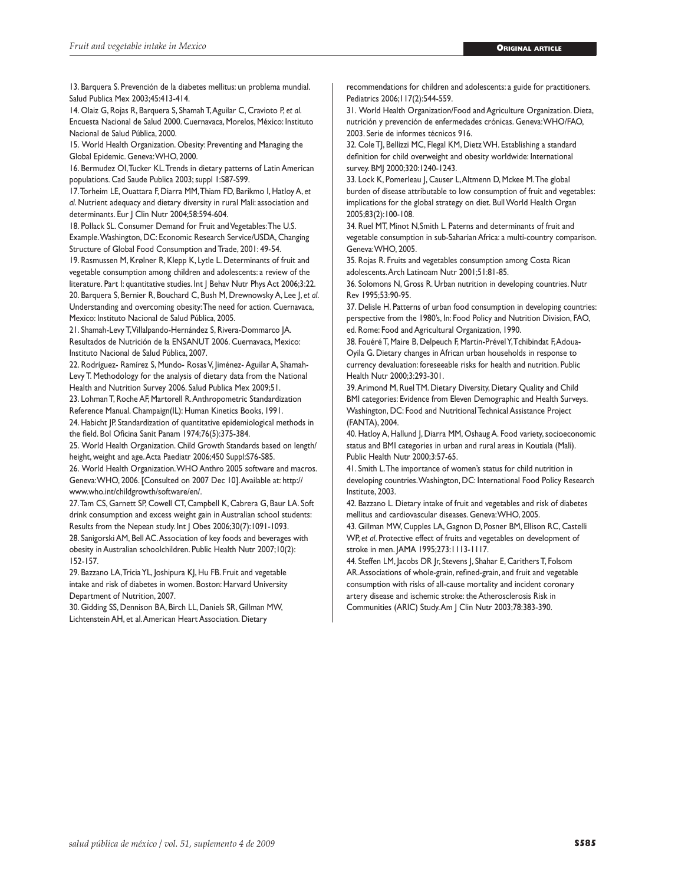13. Barquera S. Prevención de la diabetes mellitus: un problema mundial. Salud Publica Mex 2003;45:413-414.

14. Olaiz G, Rojas R, Barquera S, Shamah T, Aguilar C, Cravioto P, *et al.* Encuesta Nacional de Salud 2000. Cuernavaca, Morelos, México: Instituto Nacional de Salud Pública, 2000.

15. World Health Organization. Obesity: Preventing and Managing the Global Epidemic. Geneva: WHO, 2000.

16. Bermudez OI, Tucker KL. Trends in dietary patterns of Latin American populations. Cad Saude Publica 2003; suppl 1:S87-S99.

17. Torheim LE, Ouattara F, Diarra MM, Thiam FD, Barikmo I, Hatloy A, *et al.* Nutrient adequacy and dietary diversity in rural Mali: association and determinants. Eur J Clin Nutr 2004;58:594-604.

18. Pollack SL. Consumer Demand for Fruit and Vegetables: The U.S. Example. Washington, DC: Economic Research Service/USDA, Changing Structure of Global Food Consumption and Trade, 2001: 49-54.

19. Rasmussen M, Krølner R, Klepp K, Lytle L. Determinants of fruit and vegetable consumption among children and adolescents: a review of the literature. Part I: quantitative studies. Int J Behav Nutr Phys Act 2006;3:22.

20. Barquera S, Bernier R, Bouchard C, Bush M, Drewnowsky A, Lee J, *et al.* Understanding and overcoming obesity: The need for action. Cuernavaca, Mexico: Instituto Nacional de Salud Pública, 2005.

21. Shamah-Levy T, Villalpando-Hernández S, Rivera-Dommarco JA. Resultados de Nutrición de la ENSANUT 2006. Cuernavaca, Mexico: Instituto Nacional de Salud Pública, 2007.

22. Rodríguez- Ramírez S, Mundo- Rosas V, Jiménez- Aguilar A, Shamah-Levy T. Methodology for the analysis of dietary data from the National Health and Nutrition Survey 2006. Salud Publica Mex 2009;51.

23. Lohman T, Roche AF, Martorell R. Anthropometric Standardization Reference Manual. Champaign(IL): Human Kinetics Books, 1991.

24. Habicht JP. Standardization of quantitative epidemiological methods in the field. Bol Oficina Sanit Panam 1974;76(5):375-384.

25. World Health Organization. Child Growth Standards based on length/height, weight and age. Acta Paediatr 2006;450 Suppl:S76-S85.

26. World Health Organization. WHO Anthro 2005 software and macros. Geneva: WHO, 2006. [Consulted on 2007 Dec 10]. Available at: http://www.who.int/childgrowth/software/en/.

27. Tam CS, Garnett SP, Cowell CT, Campbell K, Cabrera G, Baur LA. Soft drink consumption and excess weight gain in Australian school students: Results from the Nepean study. Int J Obes 2006;30(7):1091-1093.

28. Sanigorski AM, Bell AC. Association of key foods and beverages with obesity in Australian schoolchildren. Public Health Nutr 2007;10(2): 152-157.

29. Bazzano LA, Tricia YL, Joshipura KJ, Hu FB. Fruit and vegetable intake and risk of diabetes in women. Boston: Harvard University Department of Nutrition, 2007.

30. Gidding SS, Dennison BA, Birch LL, Daniels SR, Gillman MW, Lichtenstein AH, et al. American Heart Association. Dietary recommendations for children and adolescents: a guide for practitioners. Pediatrics 2006;117(2):544-559.

31. World Health Organization/Food and Agriculture Organization. Dieta, nutrición y prevención de enfermedades crónicas. Geneva: WHO/FAO, 2003. Serie de informes técnicos 916.

32. Cole TJ, Bellizzi MC, Flegal KM, Dietz WH. Establishing a standard definition for child overweight and obesity worldwide: International survey. BMJ 2000;320:1240-1243.

33. Lock K, Pomerleau J, Causer L, Altmenn D, Mckee M. The global burden of disease attributable to low consumption of fruit and vegetables: implications for the global strategy on diet. Bull World Health Organ 2005;83(2):100-108.

34. Ruel MT, Minot N,Smith L. Paterns and determinants of fruit and vegetable consumption in sub-Saharian Africa: a multi-country comparison. Geneva: WHO, 2005.

35. Rojas R. Fruits and vegetables consumption among Costa Rican adolescents. Arch Latinoam Nutr 2001;51:81-85.

36. Solomons N, Gross R. Urban nutrition in developing countries. Nutr Rev 1995;53:90-95.

37. Delisle H. Patterns of urban food consumption in developing countries: perspective from the 1980's, In: Food Policy and Nutrition Division, FAO, ed. Rome: Food and Agricultural Organization, 1990.

38. Fouéré T, Maire B, Delpeuch F, Martin-Prével Y, Tchibindat F, Adoua-Oyila G. Dietary changes in African urban households in response to currency devaluation: foreseeable risks for health and nutrition. Public Health Nutr 2000;3:293-301.

39. Arimond M, Ruel TM. Dietary Diversity, Dietary Quality and Child BMI categories: Evidence from Eleven Demographic and Health Surveys. Washington, DC: Food and Nutritional Technical Assistance Project (FANTA), 2004.

40. Hatloy A, Hallund J, Diarra MM, Oshaug A. Food variety, socioeconomic status and BMI categories in urban and rural areas in Koutiala (Mali). Public Health Nutr 2000;3:57-65.

41. Smith L. The importance of women's status for child nutrition in developing countries. Washington, DC: International Food Policy Research Institute, 2003.

42. Bazzano L. Dietary intake of fruit and vegetables and risk of diabetes mellitus and cardiovascular diseases. Geneva: WHO, 2005.

43. Gillman MW, Cupples LA, Gagnon D, Posner BM, Ellison RC, Castelli WP, *et al*. Protective effect of fruits and vegetables on development of stroke in men. JAMA 1995;273:1113-1117.

44. Steffen LM, Jacobs DR Jr, Stevens J, Shahar E, Carithers T, Folsom AR. Associations of whole-grain, refined-grain, and fruit and vegetable consumption with risks of all-cause mortality and incident coronary artery disease and ischemic stroke: the Atherosclerosis Risk in Communities (ARIC) Study. Am J Clin Nutr 2003;78:383-390.